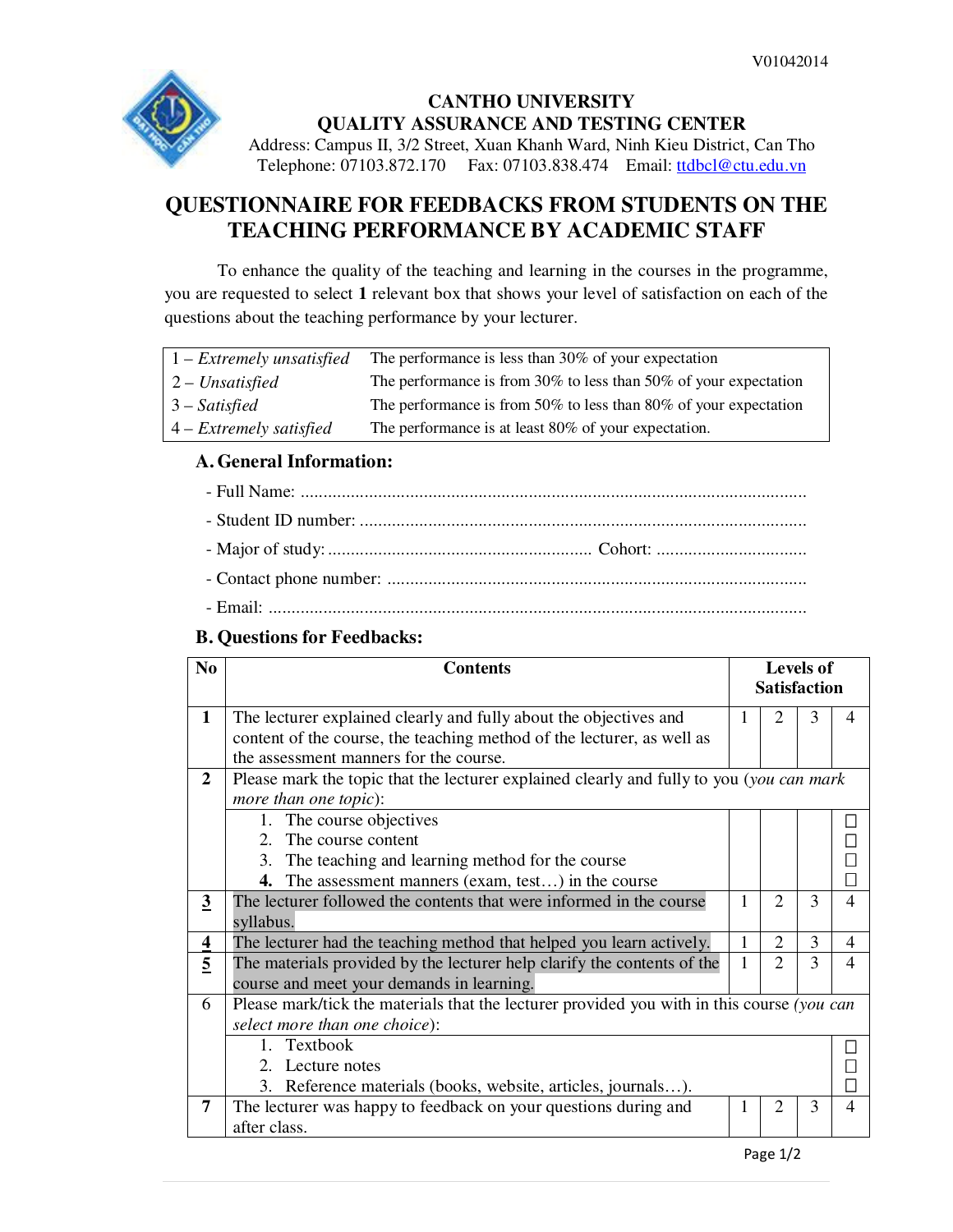V01042014

**CANTHO UNIVERSITY**
**QUALITY ASSURANCE AND TESTING CENTER**
Address: Campus II, 3/2 Street, Xuan Khanh Ward, Ninh Kieu District, Can Tho
Telephone: 07103.872.170 Fax: 07103.838.474 Email: ttdbcl@ctu.edu.vn

# QUESTIONNAIRE FOR FEEDBACKS FROM STUDENTS ON THE TEACHING PERFORMANCE BY ACADEMIC STAFF

To enhance the quality of the teaching and learning in the courses in the programme, you are requested to select **1** relevant box that shows your level of satisfaction on each of the questions about the teaching performance by your lecturer.

| | |
|---|---|
| 1 – *Extremely unsatisfied* | The performance is less than 30% of your expectation |
| 2 – *Unsatisfied* | The performance is from 30% to less than 50% of your expectation |
| 3 – *Satisfied* | The performance is from 50% to less than 80% of your expectation |
| 4 – *Extremely satisfied* | The performance is at least 80% of your expectation. |

## A. General Information:

- Full Name: ..................................................................................................................
- Student ID number: .....................................................................................................
- Major of study: ......................................................... Cohort: ................................
- Contact phone number: ..............................................................................................
- Email: ........................................................................................................................

## B. Questions for Feedbacks:

| No | Contents | Levels of Satisfaction | | | |
|---|---|---|---|---|---|
| **1** | The lecturer explained clearly and fully about the objectives and content of the course, the teaching method of the lecturer, as well as the assessment manners for the course. | 1 | 2 | 3 | 4 |
| **2** | Please mark the topic that the lecturer explained clearly and fully to you (*you can mark more than one topic*): | | | | |
| | 1. The course objectives | | | | ☐ |
| | 2. The course content | | | | ☐ |
| | 3. The teaching and learning method for the course | | | | ☐ |
| | **4.** The assessment manners (exam, test…) in the course | | | | ☐ |
| **3** | The lecturer followed the contents that were informed in the course syllabus. | 1 | 2 | 3 | 4 |
| **4** | The lecturer had the teaching method that helped you learn actively. | 1 | 2 | 3 | 4 |
| **5** | The materials provided by the lecturer help clarify the contents of the course and meet your demands in learning. | 1 | 2 | 3 | 4 |
| 6 | Please mark/tick the materials that the lecturer provided you with in this course (*you can select more than one choice*): | | | | |
| | 1. Textbook | | | | ☐ |
| | 2. Lecture notes | | | | ☐ |
| | 3. Reference materials (books, website, articles, journals…). | | | | ☐ |
| **7** | The lecturer was happy to feedback on your questions during and after class. | 1 | 2 | 3 | 4 |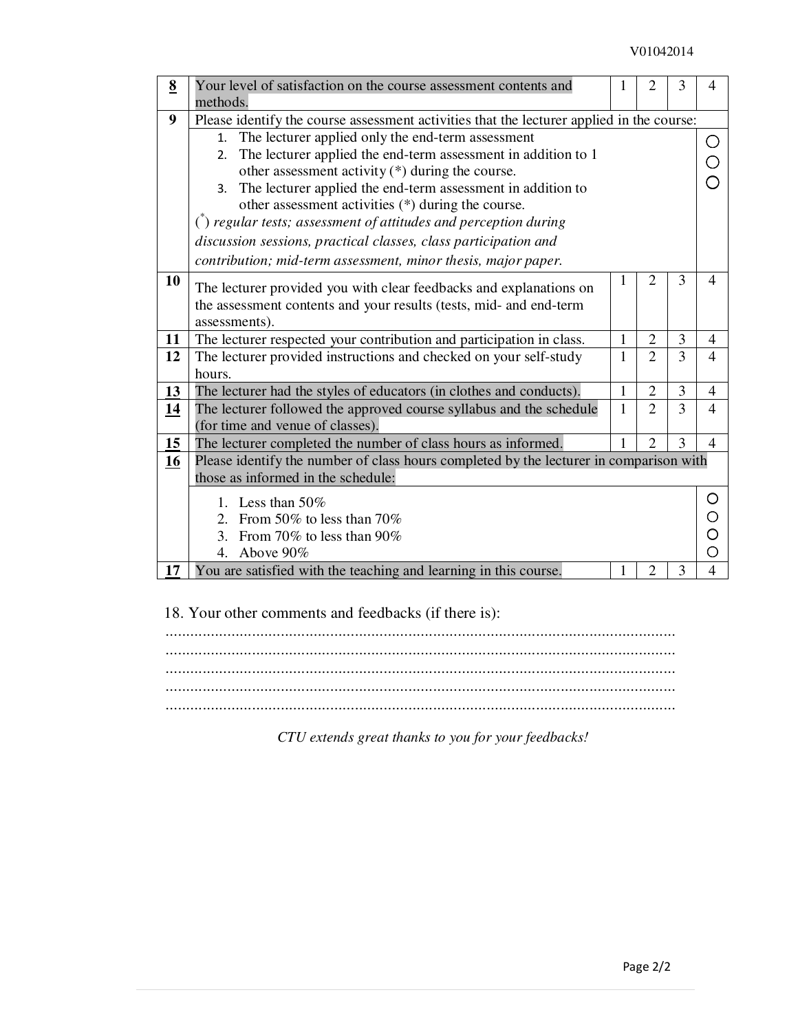| | | | | | |
|---|---|---|---|---|---|
| **8** | Your level of satisfaction on the course assessment contents and methods. | 1 | 2 | 3 | 4 |
| **9** | Please identify the course assessment activities that the lecturer applied in the course:<br>1. The lecturer applied only the end-term assessment ○<br>2. The lecturer applied the end-term assessment in addition to 1 other assessment activity (*) during the course. ○<br>3. The lecturer applied the end-term assessment in addition to other assessment activities (*) during the course. ○<br>(*) *regular tests; assessment of attitudes and perception during discussion sessions, practical classes, class participation and contribution; mid-term assessment, minor thesis, major paper.* | | | | |
| **10** | The lecturer provided you with clear feedbacks and explanations on the assessment contents and your results (tests, mid- and end-term assessments). | 1 | 2 | 3 | 4 |
| **11** | The lecturer respected your contribution and participation in class. | 1 | 2 | 3 | 4 |
| **12** | The lecturer provided instructions and checked on your self-study hours. | 1 | 2 | 3 | 4 |
| **13** | The lecturer had the styles of educators (in clothes and conducts). | 1 | 2 | 3 | 4 |
| **14** | The lecturer followed the approved course syllabus and the schedule (for time and venue of classes). | 1 | 2 | 3 | 4 |
| **15** | The lecturer completed the number of class hours as informed. | 1 | 2 | 3 | 4 |
| **16** | Please identify the number of class hours completed by the lecturer in comparison with those as informed in the schedule:<br>1. Less than 50% ○<br>2. From 50% to less than 70% ○<br>3. From 70% to less than 90% ○<br>4. Above 90% ○ | | | | |
| **17** | You are satisfied with the teaching and learning in this course. | 1 | 2 | 3 | 4 |

18. Your other comments and feedbacks (if there is):

.............................................................................................................................

.............................................................................................................................

.............................................................................................................................

.............................................................................................................................

.............................................................................................................................

*CTU extends great thanks to you for your feedbacks!*